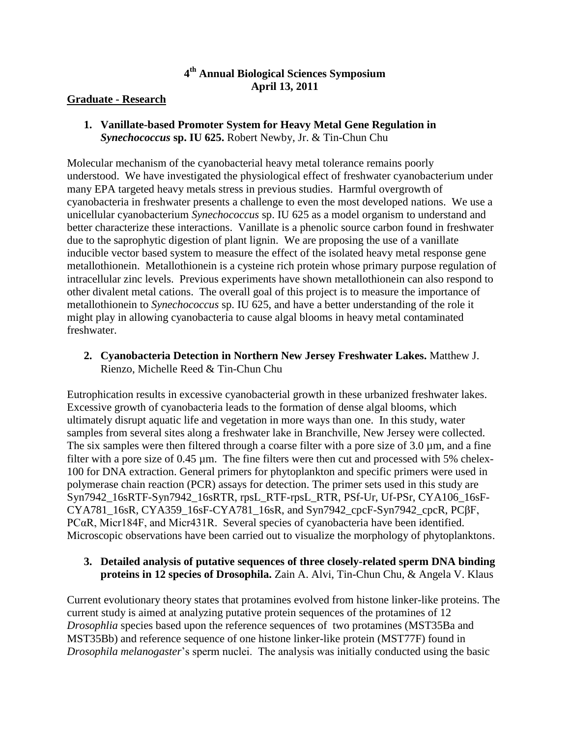# 4th Annual Biological Sciences Symposium
# April 13, 2011

## Graduate - Research

**1. Vanillate-based Promoter System for Heavy Metal Gene Regulation in *Synechococcus* sp. IU 625.** Robert Newby, Jr. & Tin-Chun Chu

Molecular mechanism of the cyanobacterial heavy metal tolerance remains poorly understood. We have investigated the physiological effect of freshwater cyanobacterium under many EPA targeted heavy metals stress in previous studies. Harmful overgrowth of cyanobacteria in freshwater presents a challenge to even the most developed nations. We use a unicellular cyanobacterium *Synechococcus* sp. IU 625 as a model organism to understand and better characterize these interactions. Vanillate is a phenolic source carbon found in freshwater due to the saprophytic digestion of plant lignin. We are proposing the use of a vanillate inducible vector based system to measure the effect of the isolated heavy metal response gene metallothionein. Metallothionein is a cysteine rich protein whose primary purpose regulation of intracellular zinc levels. Previous experiments have shown metallothionein can also respond to other divalent metal cations. The overall goal of this project is to measure the importance of metallothionein to *Synechococcus* sp. IU 625, and have a better understanding of the role it might play in allowing cyanobacteria to cause algal blooms in heavy metal contaminated freshwater.

**2. Cyanobacteria Detection in Northern New Jersey Freshwater Lakes.** Matthew J. Rienzo, Michelle Reed & Tin-Chun Chu

Eutrophication results in excessive cyanobacterial growth in these urbanized freshwater lakes. Excessive growth of cyanobacteria leads to the formation of dense algal blooms, which ultimately disrupt aquatic life and vegetation in more ways than one. In this study, water samples from several sites along a freshwater lake in Branchville, New Jersey were collected. The six samples were then filtered through a coarse filter with a pore size of 3.0 µm, and a fine filter with a pore size of 0.45 µm. The fine filters were then cut and processed with 5% chelex-100 for DNA extraction. General primers for phytoplankton and specific primers were used in polymerase chain reaction (PCR) assays for detection. The primer sets used in this study are Syn7942_16sRTF-Syn7942_16sRTR, rpsL_RTF-rpsL_RTR, PSf-Ur, Uf-PSr, CYA106_16sF-CYA781_16sR, CYA359_16sF-CYA781_16sR, and Syn7942_cpcF-Syn7942_cpcR, PCβF, PCαR, Micr184F, and Micr431R. Several species of cyanobacteria have been identified. Microscopic observations have been carried out to visualize the morphology of phytoplanktons.

**3. Detailed analysis of putative sequences of three closely-related sperm DNA binding proteins in 12 species of Drosophila.** Zain A. Alvi, Tin-Chun Chu, & Angela V. Klaus

Current evolutionary theory states that protamines evolved from histone linker-like proteins. The current study is aimed at analyzing putative protein sequences of the protamines of 12 *Drosophlia* species based upon the reference sequences of two protamines (MST35Ba and MST35Bb) and reference sequence of one histone linker-like protein (MST77F) found in *Drosophila melanogaster*'s sperm nuclei. The analysis was initially conducted using the basic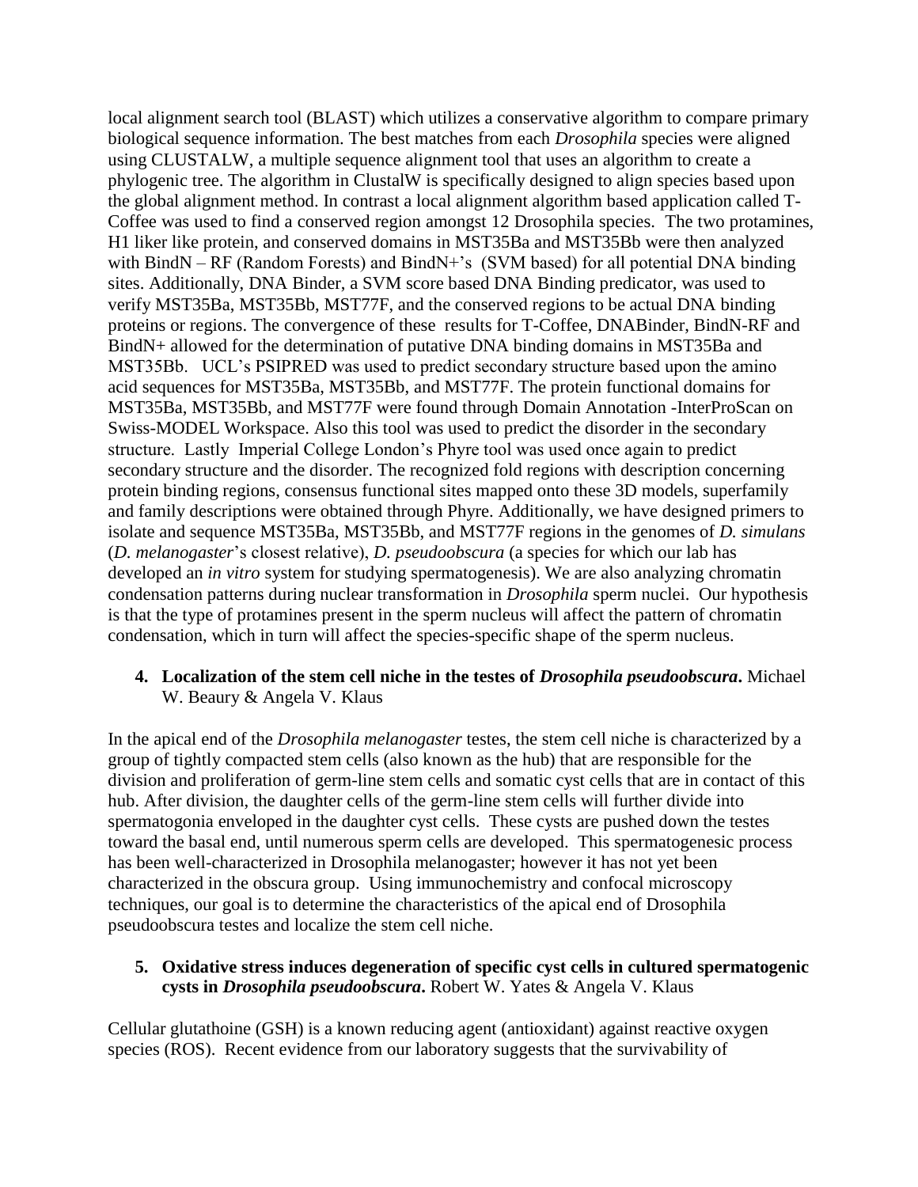local alignment search tool (BLAST) which utilizes a conservative algorithm to compare primary biological sequence information. The best matches from each *Drosophila* species were aligned using CLUSTALW, a multiple sequence alignment tool that uses an algorithm to create a phylogenic tree. The algorithm in ClustalW is specifically designed to align species based upon the global alignment method. In contrast a local alignment algorithm based application called T-Coffee was used to find a conserved region amongst 12 Drosophila species. The two protamines, H1 liker like protein, and conserved domains in MST35Ba and MST35Bb were then analyzed with BindN – RF (Random Forests) and BindN+'s (SVM based) for all potential DNA binding sites. Additionally, DNA Binder, a SVM score based DNA Binding predicator, was used to verify MST35Ba, MST35Bb, MST77F, and the conserved regions to be actual DNA binding proteins or regions. The convergence of these results for T-Coffee, DNABinder, BindN-RF and BindN+ allowed for the determination of putative DNA binding domains in MST35Ba and MST35Bb. UCL's PSIPRED was used to predict secondary structure based upon the amino acid sequences for MST35Ba, MST35Bb, and MST77F. The protein functional domains for MST35Ba, MST35Bb, and MST77F were found through Domain Annotation -InterProScan on Swiss-MODEL Workspace. Also this tool was used to predict the disorder in the secondary structure. Lastly Imperial College London's Phyre tool was used once again to predict secondary structure and the disorder. The recognized fold regions with description concerning protein binding regions, consensus functional sites mapped onto these 3D models, superfamily and family descriptions were obtained through Phyre. Additionally, we have designed primers to isolate and sequence MST35Ba, MST35Bb, and MST77F regions in the genomes of *D. simulans* (*D. melanogaster*'s closest relative), *D. pseudoobscura* (a species for which our lab has developed an *in vitro* system for studying spermatogenesis). We are also analyzing chromatin condensation patterns during nuclear transformation in *Drosophila* sperm nuclei. Our hypothesis is that the type of protamines present in the sperm nucleus will affect the pattern of chromatin condensation, which in turn will affect the species-specific shape of the sperm nucleus.

4. **Localization of the stem cell niche in the testes of *Drosophila pseudoobscura*.** Michael W. Beaury & Angela V. Klaus

In the apical end of the *Drosophila melanogaster* testes, the stem cell niche is characterized by a group of tightly compacted stem cells (also known as the hub) that are responsible for the division and proliferation of germ-line stem cells and somatic cyst cells that are in contact of this hub. After division, the daughter cells of the germ-line stem cells will further divide into spermatogonia enveloped in the daughter cyst cells. These cysts are pushed down the testes toward the basal end, until numerous sperm cells are developed. This spermatogenesic process has been well-characterized in Drosophila melanogaster; however it has not yet been characterized in the obscura group. Using immunochemistry and confocal microscopy techniques, our goal is to determine the characteristics of the apical end of Drosophila pseudoobscura testes and localize the stem cell niche.

5. **Oxidative stress induces degeneration of specific cyst cells in cultured spermatogenic cysts in *Drosophila pseudoobscura*.** Robert W. Yates & Angela V. Klaus

Cellular glutathoine (GSH) is a known reducing agent (antioxidant) against reactive oxygen species (ROS). Recent evidence from our laboratory suggests that the survivability of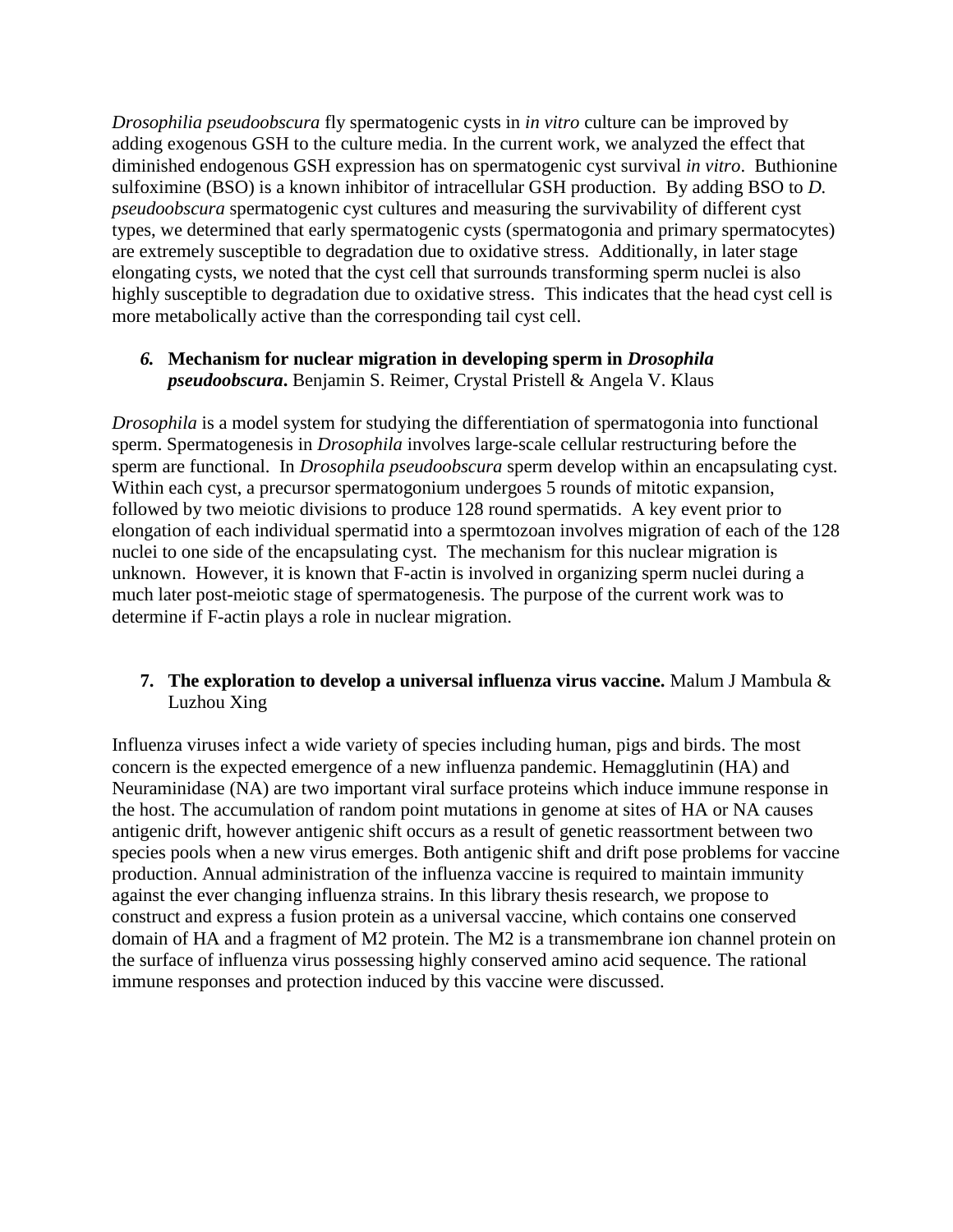*Drosophilia pseudoobscura* fly spermatogenic cysts in *in vitro* culture can be improved by adding exogenous GSH to the culture media. In the current work, we analyzed the effect that diminished endogenous GSH expression has on spermatogenic cyst survival *in vitro*. Buthionine sulfoximine (BSO) is a known inhibitor of intracellular GSH production. By adding BSO to *D. pseudoobscura* spermatogenic cyst cultures and measuring the survivability of different cyst types, we determined that early spermatogenic cysts (spermatogonia and primary spermatocytes) are extremely susceptible to degradation due to oxidative stress. Additionally, in later stage elongating cysts, we noted that the cyst cell that surrounds transforming sperm nuclei is also highly susceptible to degradation due to oxidative stress. This indicates that the head cyst cell is more metabolically active than the corresponding tail cyst cell.

6. **Mechanism for nuclear migration in developing sperm in *Drosophila pseudoobscura*.** Benjamin S. Reimer, Crystal Pristell & Angela V. Klaus

*Drosophila* is a model system for studying the differentiation of spermatogonia into functional sperm. Spermatogenesis in *Drosophila* involves large-scale cellular restructuring before the sperm are functional. In *Drosophila pseudoobscura* sperm develop within an encapsulating cyst. Within each cyst, a precursor spermatogonium undergoes 5 rounds of mitotic expansion, followed by two meiotic divisions to produce 128 round spermatids. A key event prior to elongation of each individual spermatid into a spermtozoan involves migration of each of the 128 nuclei to one side of the encapsulating cyst. The mechanism for this nuclear migration is unknown. However, it is known that F-actin is involved in organizing sperm nuclei during a much later post-meiotic stage of spermatogenesis. The purpose of the current work was to determine if F-actin plays a role in nuclear migration.

7. **The exploration to develop a universal influenza virus vaccine.** Malum J Mambula & Luzhou Xing

Influenza viruses infect a wide variety of species including human, pigs and birds. The most concern is the expected emergence of a new influenza pandemic. Hemagglutinin (HA) and Neuraminidase (NA) are two important viral surface proteins which induce immune response in the host. The accumulation of random point mutations in genome at sites of HA or NA causes antigenic drift, however antigenic shift occurs as a result of genetic reassortment between two species pools when a new virus emerges. Both antigenic shift and drift pose problems for vaccine production. Annual administration of the influenza vaccine is required to maintain immunity against the ever changing influenza strains. In this library thesis research, we propose to construct and express a fusion protein as a universal vaccine, which contains one conserved domain of HA and a fragment of M2 protein. The M2 is a transmembrane ion channel protein on the surface of influenza virus possessing highly conserved amino acid sequence. The rational immune responses and protection induced by this vaccine were discussed.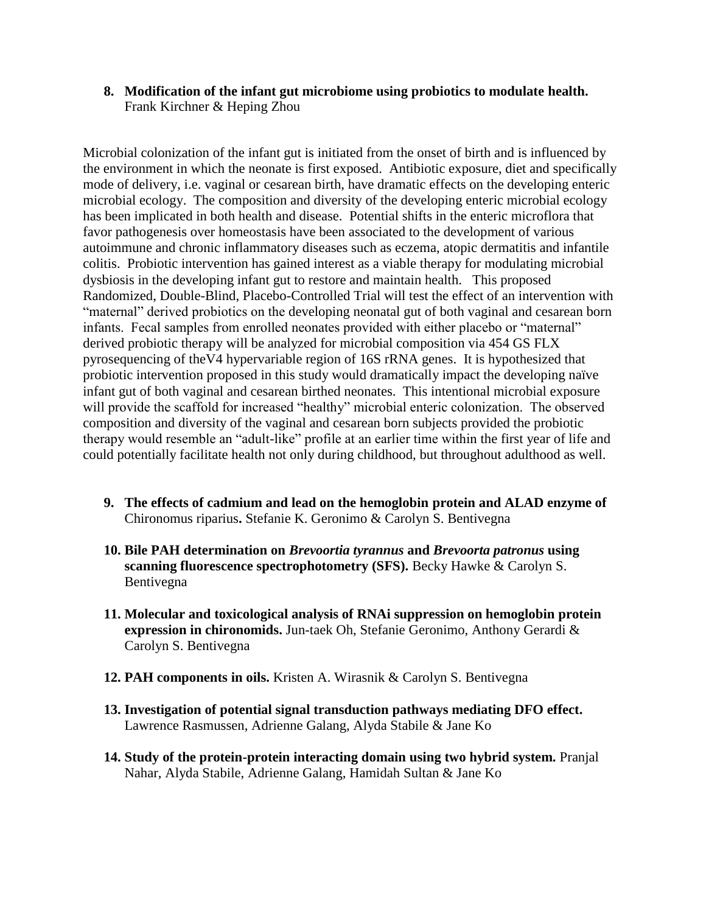8. **Modification of the infant gut microbiome using probiotics to modulate health.** Frank Kirchner & Heping Zhou

Microbial colonization of the infant gut is initiated from the onset of birth and is influenced by the environment in which the neonate is first exposed. Antibiotic exposure, diet and specifically mode of delivery, i.e. vaginal or cesarean birth, have dramatic effects on the developing enteric microbial ecology. The composition and diversity of the developing enteric microbial ecology has been implicated in both health and disease. Potential shifts in the enteric microflora that favor pathogenesis over homeostasis have been associated to the development of various autoimmune and chronic inflammatory diseases such as eczema, atopic dermatitis and infantile colitis. Probiotic intervention has gained interest as a viable therapy for modulating microbial dysbiosis in the developing infant gut to restore and maintain health. This proposed Randomized, Double-Blind, Placebo-Controlled Trial will test the effect of an intervention with "maternal" derived probiotics on the developing neonatal gut of both vaginal and cesarean born infants. Fecal samples from enrolled neonates provided with either placebo or "maternal" derived probiotic therapy will be analyzed for microbial composition via 454 GS FLX pyrosequencing of theV4 hypervariable region of 16S rRNA genes. It is hypothesized that probiotic intervention proposed in this study would dramatically impact the developing naïve infant gut of both vaginal and cesarean birthed neonates. This intentional microbial exposure will provide the scaffold for increased "healthy" microbial enteric colonization. The observed composition and diversity of the vaginal and cesarean born subjects provided the probiotic therapy would resemble an "adult-like" profile at an earlier time within the first year of life and could potentially facilitate health not only during childhood, but throughout adulthood as well.

9. **The effects of cadmium and lead on the hemoglobin protein and ALAD enzyme of** Chironomus riparius**.** Stefanie K. Geronimo & Carolyn S. Bentivegna

10. **Bile PAH determination on *Brevoortia tyrannus* and *Brevoorta patronus* using scanning fluorescence spectrophotometry (SFS).** Becky Hawke & Carolyn S. Bentivegna

11. **Molecular and toxicological analysis of RNAi suppression on hemoglobin protein expression in chironomids.** Jun-taek Oh, Stefanie Geronimo, Anthony Gerardi & Carolyn S. Bentivegna

12. **PAH components in oils.** Kristen A. Wirasnik & Carolyn S. Bentivegna

13. **Investigation of potential signal transduction pathways mediating DFO effect.** Lawrence Rasmussen, Adrienne Galang, Alyda Stabile & Jane Ko

14. **Study of the protein-protein interacting domain using two hybrid system.** Pranjal Nahar, Alyda Stabile, Adrienne Galang, Hamidah Sultan & Jane Ko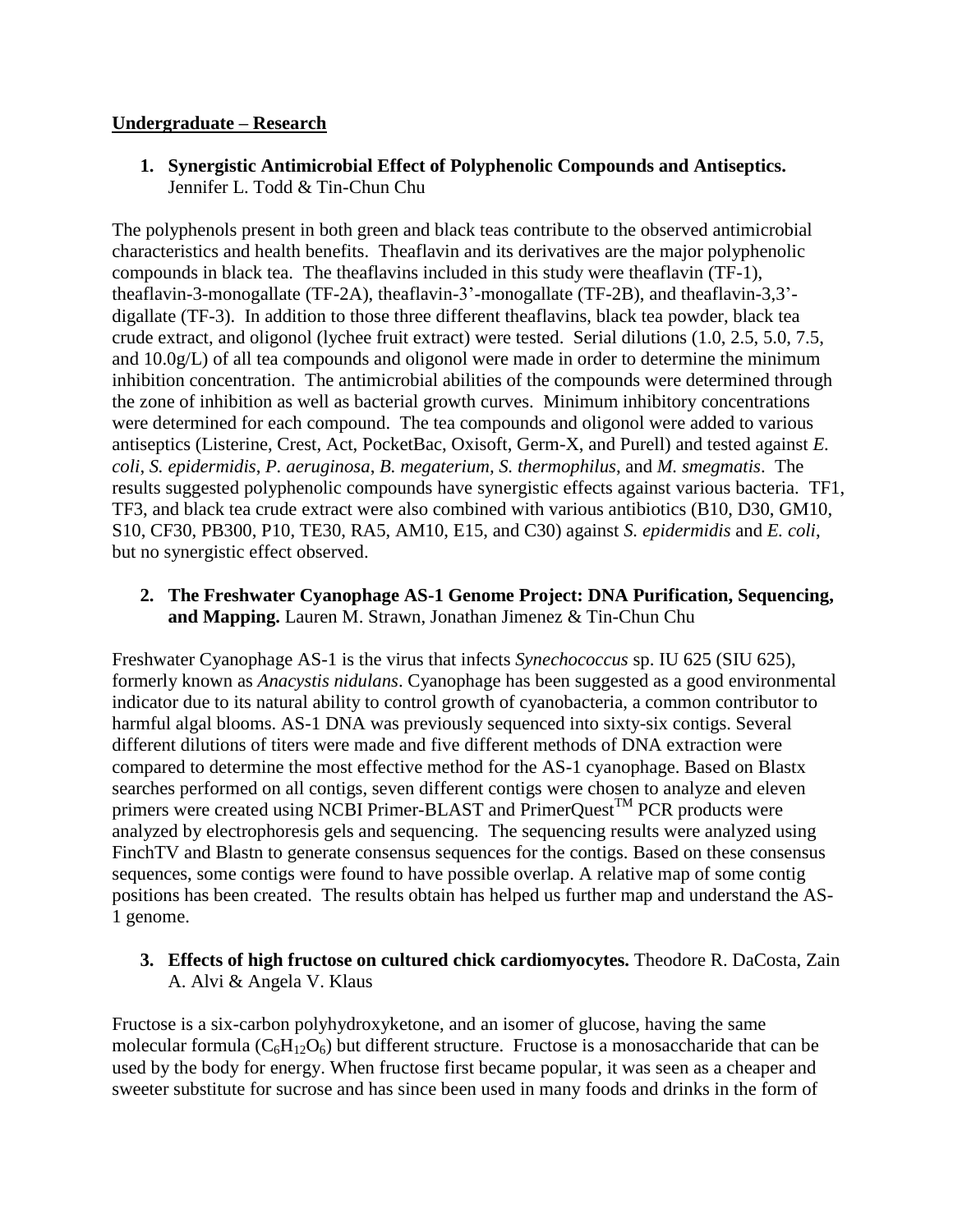**Undergraduate – Research**

1. **Synergistic Antimicrobial Effect of Polyphenolic Compounds and Antiseptics.** Jennifer L. Todd & Tin-Chun Chu

The polyphenols present in both green and black teas contribute to the observed antimicrobial characteristics and health benefits. Theaflavin and its derivatives are the major polyphenolic compounds in black tea. The theaflavins included in this study were theaflavin (TF-1), theaflavin-3-monogallate (TF-2A), theaflavin-3'-monogallate (TF-2B), and theaflavin-3,3'-digallate (TF-3). In addition to those three different theaflavins, black tea powder, black tea crude extract, and oligonol (lychee fruit extract) were tested. Serial dilutions (1.0, 2.5, 5.0, 7.5, and 10.0g/L) of all tea compounds and oligonol were made in order to determine the minimum inhibition concentration. The antimicrobial abilities of the compounds were determined through the zone of inhibition as well as bacterial growth curves. Minimum inhibitory concentrations were determined for each compound. The tea compounds and oligonol were added to various antiseptics (Listerine, Crest, Act, PocketBac, Oxisoft, Germ-X, and Purell) and tested against *E. coli*, *S. epidermidis*, *P. aeruginosa*, *B. megaterium*, *S. thermophilus*, and *M. smegmatis*. The results suggested polyphenolic compounds have synergistic effects against various bacteria. TF1, TF3, and black tea crude extract were also combined with various antibiotics (B10, D30, GM10, S10, CF30, PB300, P10, TE30, RA5, AM10, E15, and C30) against *S. epidermidis* and *E. coli*, but no synergistic effect observed.

2. **The Freshwater Cyanophage AS-1 Genome Project: DNA Purification, Sequencing, and Mapping.** Lauren M. Strawn, Jonathan Jimenez & Tin-Chun Chu

Freshwater Cyanophage AS-1 is the virus that infects *Synechococcus* sp. IU 625 (SIU 625), formerly known as *Anacystis nidulans*. Cyanophage has been suggested as a good environmental indicator due to its natural ability to control growth of cyanobacteria, a common contributor to harmful algal blooms. AS-1 DNA was previously sequenced into sixty-six contigs. Several different dilutions of titers were made and five different methods of DNA extraction were compared to determine the most effective method for the AS-1 cyanophage. Based on Blastx searches performed on all contigs, seven different contigs were chosen to analyze and eleven primers were created using NCBI Primer-BLAST and PrimerQuest™ PCR products were analyzed by electrophoresis gels and sequencing. The sequencing results were analyzed using FinchTV and Blastn to generate consensus sequences for the contigs. Based on these consensus sequences, some contigs were found to have possible overlap. A relative map of some contig positions has been created. The results obtain has helped us further map and understand the AS-1 genome.

3. **Effects of high fructose on cultured chick cardiomyocytes.** Theodore R. DaCosta, Zain A. Alvi & Angela V. Klaus

Fructose is a six-carbon polyhydroxyketone, and an isomer of glucose, having the same molecular formula ($C_6H_{12}O_6$) but different structure. Fructose is a monosaccharide that can be used by the body for energy. When fructose first became popular, it was seen as a cheaper and sweeter substitute for sucrose and has since been used in many foods and drinks in the form of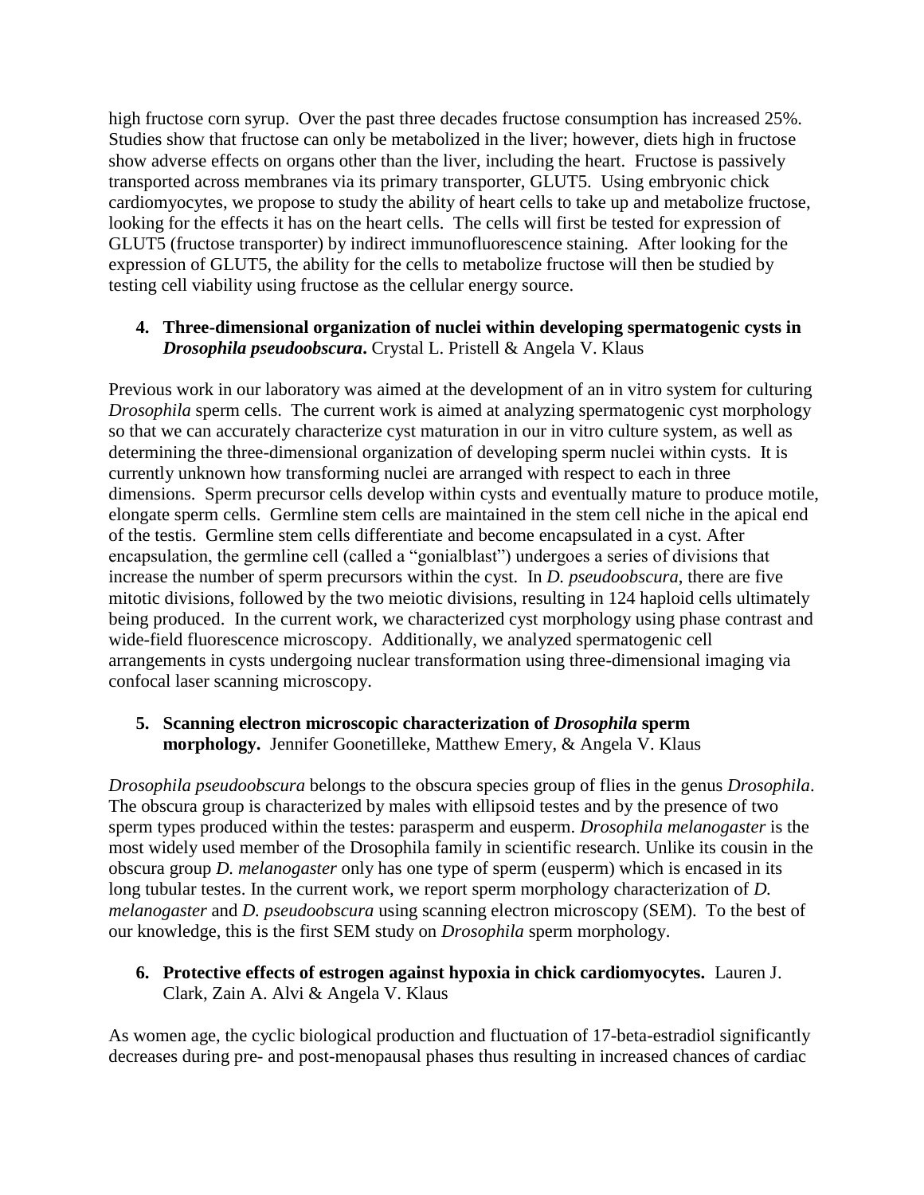high fructose corn syrup. Over the past three decades fructose consumption has increased 25%. Studies show that fructose can only be metabolized in the liver; however, diets high in fructose show adverse effects on organs other than the liver, including the heart. Fructose is passively transported across membranes via its primary transporter, GLUT5. Using embryonic chick cardiomyocytes, we propose to study the ability of heart cells to take up and metabolize fructose, looking for the effects it has on the heart cells. The cells will first be tested for expression of GLUT5 (fructose transporter) by indirect immunofluorescence staining. After looking for the expression of GLUT5, the ability for the cells to metabolize fructose will then be studied by testing cell viability using fructose as the cellular energy source.

4. **Three-dimensional organization of nuclei within developing spermatogenic cysts in *Drosophila pseudoobscura*.** Crystal L. Pristell & Angela V. Klaus

Previous work in our laboratory was aimed at the development of an in vitro system for culturing *Drosophila* sperm cells. The current work is aimed at analyzing spermatogenic cyst morphology so that we can accurately characterize cyst maturation in our in vitro culture system, as well as determining the three-dimensional organization of developing sperm nuclei within cysts. It is currently unknown how transforming nuclei are arranged with respect to each in three dimensions. Sperm precursor cells develop within cysts and eventually mature to produce motile, elongate sperm cells. Germline stem cells are maintained in the stem cell niche in the apical end of the testis. Germline stem cells differentiate and become encapsulated in a cyst. After encapsulation, the germline cell (called a "gonialblast") undergoes a series of divisions that increase the number of sperm precursors within the cyst. In *D. pseudoobscura*, there are five mitotic divisions, followed by the two meiotic divisions, resulting in 124 haploid cells ultimately being produced. In the current work, we characterized cyst morphology using phase contrast and wide-field fluorescence microscopy. Additionally, we analyzed spermatogenic cell arrangements in cysts undergoing nuclear transformation using three-dimensional imaging via confocal laser scanning microscopy.

5. **Scanning electron microscopic characterization of *Drosophila* sperm morphology.** Jennifer Goonetilleke, Matthew Emery, & Angela V. Klaus

*Drosophila pseudoobscura* belongs to the obscura species group of flies in the genus *Drosophila*. The obscura group is characterized by males with ellipsoid testes and by the presence of two sperm types produced within the testes: parasperm and eusperm. *Drosophila melanogaster* is the most widely used member of the Drosophila family in scientific research. Unlike its cousin in the obscura group *D. melanogaster* only has one type of sperm (eusperm) which is encased in its long tubular testes. In the current work, we report sperm morphology characterization of *D. melanogaster* and *D. pseudoobscura* using scanning electron microscopy (SEM). To the best of our knowledge, this is the first SEM study on *Drosophila* sperm morphology.

6. **Protective effects of estrogen against hypoxia in chick cardiomyocytes.** Lauren J. Clark, Zain A. Alvi & Angela V. Klaus

As women age, the cyclic biological production and fluctuation of 17-beta-estradiol significantly decreases during pre- and post-menopausal phases thus resulting in increased chances of cardiac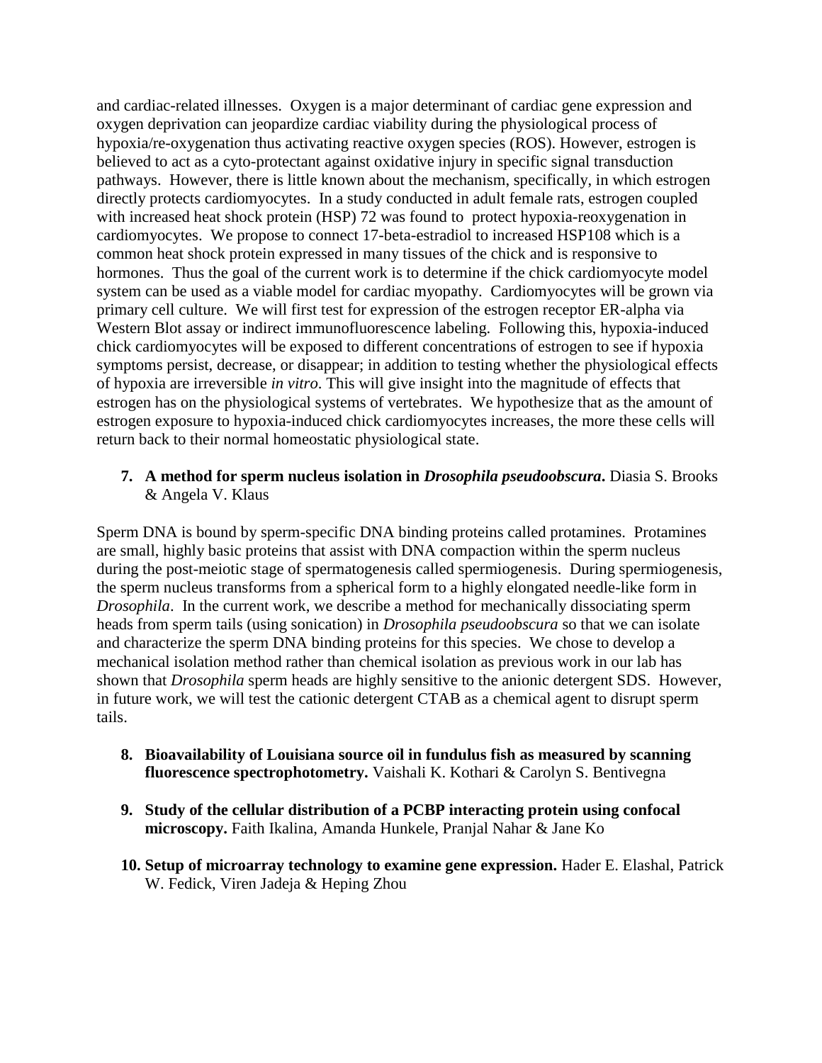and cardiac-related illnesses. Oxygen is a major determinant of cardiac gene expression and oxygen deprivation can jeopardize cardiac viability during the physiological process of hypoxia/re-oxygenation thus activating reactive oxygen species (ROS). However, estrogen is believed to act as a cyto-protectant against oxidative injury in specific signal transduction pathways. However, there is little known about the mechanism, specifically, in which estrogen directly protects cardiomyocytes. In a study conducted in adult female rats, estrogen coupled with increased heat shock protein (HSP) 72 was found to protect hypoxia-reoxygenation in cardiomyocytes. We propose to connect 17-beta-estradiol to increased HSP108 which is a common heat shock protein expressed in many tissues of the chick and is responsive to hormones. Thus the goal of the current work is to determine if the chick cardiomyocyte model system can be used as a viable model for cardiac myopathy. Cardiomyocytes will be grown via primary cell culture. We will first test for expression of the estrogen receptor ER-alpha via Western Blot assay or indirect immunofluorescence labeling. Following this, hypoxia-induced chick cardiomyocytes will be exposed to different concentrations of estrogen to see if hypoxia symptoms persist, decrease, or disappear; in addition to testing whether the physiological effects of hypoxia are irreversible *in vitro*. This will give insight into the magnitude of effects that estrogen has on the physiological systems of vertebrates. We hypothesize that as the amount of estrogen exposure to hypoxia-induced chick cardiomyocytes increases, the more these cells will return back to their normal homeostatic physiological state.

7. **A method for sperm nucleus isolation in *Drosophila pseudoobscura*.** Diasia S. Brooks & Angela V. Klaus

Sperm DNA is bound by sperm-specific DNA binding proteins called protamines. Protamines are small, highly basic proteins that assist with DNA compaction within the sperm nucleus during the post-meiotic stage of spermatogenesis called spermiogenesis. During spermiogenesis, the sperm nucleus transforms from a spherical form to a highly elongated needle-like form in *Drosophila*. In the current work, we describe a method for mechanically dissociating sperm heads from sperm tails (using sonication) in *Drosophila pseudoobscura* so that we can isolate and characterize the sperm DNA binding proteins for this species. We chose to develop a mechanical isolation method rather than chemical isolation as previous work in our lab has shown that *Drosophila* sperm heads are highly sensitive to the anionic detergent SDS. However, in future work, we will test the cationic detergent CTAB as a chemical agent to disrupt sperm tails.

8. **Bioavailability of Louisiana source oil in fundulus fish as measured by scanning fluorescence spectrophotometry.** Vaishali K. Kothari & Carolyn S. Bentivegna

9. **Study of the cellular distribution of a PCBP interacting protein using confocal microscopy.** Faith Ikalina, Amanda Hunkele, Pranjal Nahar & Jane Ko

10. **Setup of microarray technology to examine gene expression.** Hader E. Elashal, Patrick W. Fedick, Viren Jadeja & Heping Zhou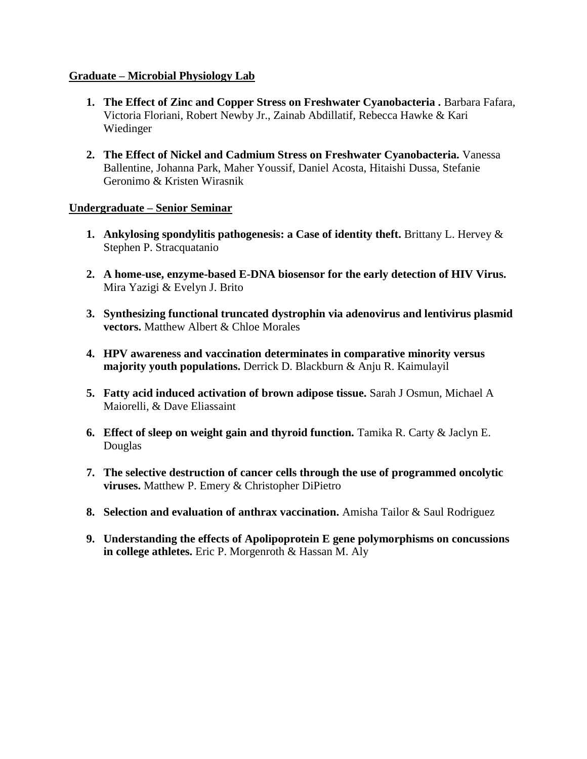**Graduate – Microbial Physiology Lab**

1. **The Effect of Zinc and Copper Stress on Freshwater Cyanobacteria .** Barbara Fafara, Victoria Floriani, Robert Newby Jr., Zainab Abdillatif, Rebecca Hawke & Kari Wiedinger

2. **The Effect of Nickel and Cadmium Stress on Freshwater Cyanobacteria.** Vanessa Ballentine, Johanna Park, Maher Youssif, Daniel Acosta, Hitaishi Dussa, Stefanie Geronimo & Kristen Wirasnik

**Undergraduate – Senior Seminar**

1. **Ankylosing spondylitis pathogenesis: a Case of identity theft.** Brittany L. Hervey & Stephen P. Stracquatanio

2. **A home-use, enzyme-based E-DNA biosensor for the early detection of HIV Virus.** Mira Yazigi & Evelyn J. Brito

3. **Synthesizing functional truncated dystrophin via adenovirus and lentivirus plasmid vectors.** Matthew Albert & Chloe Morales

4. **HPV awareness and vaccination determinates in comparative minority versus majority youth populations.** Derrick D. Blackburn & Anju R. Kaimulayil

5. **Fatty acid induced activation of brown adipose tissue.** Sarah J Osmun, Michael A Maiorelli, & Dave Eliassaint

6. **Effect of sleep on weight gain and thyroid function.** Tamika R. Carty & Jaclyn E. Douglas

7. **The selective destruction of cancer cells through the use of programmed oncolytic viruses.** Matthew P. Emery & Christopher DiPietro

8. **Selection and evaluation of anthrax vaccination.** Amisha Tailor & Saul Rodriguez

9. **Understanding the effects of Apolipoprotein E gene polymorphisms on concussions in college athletes.** Eric P. Morgenroth & Hassan M. Aly